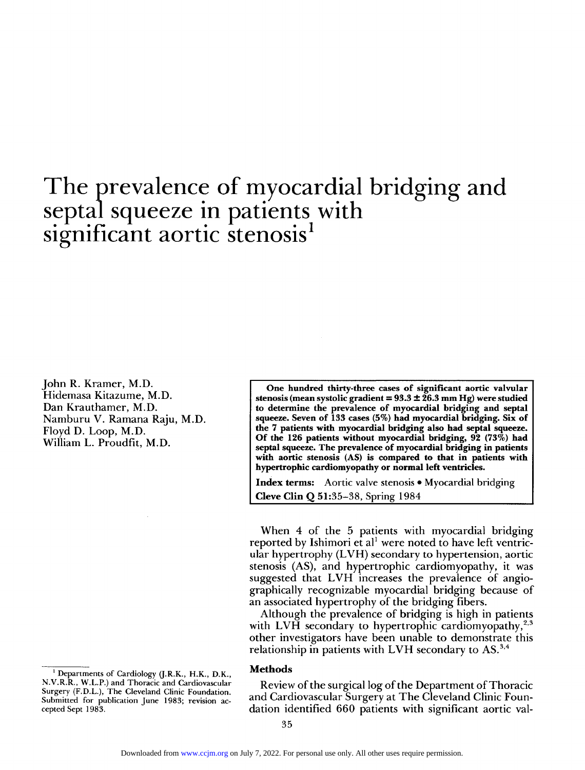# The prevalence of myocardial bridging and septal squeeze in patients with significant aortic stenosis[1]

John R. Kramer, M.D.
Hidemasa Kitazume, M.D.
Dan Krauthamer, M.D.
Namburu V. Ramana Raju, M.D.
Floyd D. Loop, M.D.
William L. Proudfit, M.D.

**One hundred thirty-three cases of significant aortic valvular stenosis (mean systolic gradient = 93.3 ± 26.3 mm Hg) were studied to determine the prevalence of myocardial bridging and septal squeeze. Seven of 133 cases (5%) had myocardial bridging. Six of the 7 patients with myocardial bridging also had septal squeeze. Of the 126 patients without myocardial bridging, 92 (73%) had septal squeeze. The prevalence of myocardial bridging in patients with aortic stenosis (AS) is compared to that in patients with hypertrophic cardiomyopathy or normal left ventricles.**

**Index terms:** Aortic valve stenosis • Myocardial bridging

**Cleve Clin Q 51:**35–38, Spring 1984

When 4 of the 5 patients with myocardial bridging reported by Ishimori et al[1] were noted to have left ventricular hypertrophy (LVH) secondary to hypertension, aortic stenosis (AS), and hypertrophic cardiomyopathy, it was suggested that LVH increases the prevalence of angiographically recognizable myocardial bridging because of an associated hypertrophy of the bridging fibers.

Although the prevalence of bridging is high in patients with LVH secondary to hypertrophic cardiomyopathy,[2,3] other investigators have been unable to demonstrate this relationship in patients with LVH secondary to AS.[3,4]

## Methods

Review of the surgical log of the Department of Thoracic and Cardiovascular Surgery at The Cleveland Clinic Foundation identified 660 patients with significant aortic val-

[1] Departments of Cardiology (J.R.K., H.K., D.K., N.V.R.R., W.L.P.) and Thoracic and Cardiovascular Surgery (F.D.L.), The Cleveland Clinic Foundation. Submitted for publication June 1983; revision accepted Sept 1983.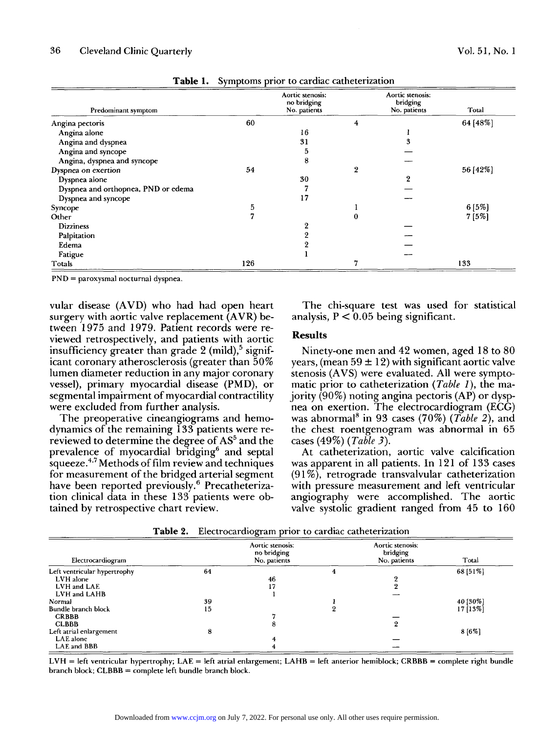**Table 1.** Symptoms prior to cardiac catheterization

| Predominant symptom | Aortic stenosis: no bridging No. patients | | Aortic stenosis: bridging No. patients | | Total |
|---|---|---|---|---|---|
| Angina pectoris | 60 | | 4 | | 64 [48%] |
| Angina alone | | 16 | | 1 | |
| Angina and dyspnea | | 31 | | 3 | |
| Angina and syncope | | 5 | | — | |
| Angina, dyspnea and syncope | | 8 | | — | |
| Dyspnea on exertion | 54 | | 2 | | 56 [42%] |
| Dyspnea alone | | 30 | | 2 | |
| Dyspnea and orthopnea, PND or edema | | 7 | | — | |
| Dyspnea and syncope | | 17 | | — | |
| Syncope | 5 | | 1 | | 6 [5%] |
| Other | 7 | | 0 | | 7 [5%] |
| Dizziness | | 2 | | — | |
| Palpitation | | 2 | | — | |
| Edema | | 2 | | — | |
| Fatigue | | 1 | | — | |
| Totals | 126 | | 7 | | 133 |

PND = paroxysmal nocturnal dyspnea.

vular disease (AVD) who had had open heart surgery with aortic valve replacement (AVR) between 1975 and 1979. Patient records were reviewed retrospectively, and patients with aortic insufficiency greater than grade 2 (mild),[5] significant coronary atherosclerosis (greater than 50% lumen diameter reduction in any major coronary vessel), primary myocardial disease (PMD), or segmental impairment of myocardial contractility were excluded from further analysis.

The preoperative cineangiograms and hemodynamics of the remaining 133 patients were reviewed to determine the degree of AS[5] and the prevalence of myocardial bridging[6] and septal squeeze.[4,7] Methods of film review and techniques for measurement of the bridged arterial segment have been reported previously.[6] Precatheterization clinical data in these 133 patients were obtained by retrospective chart review.

The chi-square test was used for statistical analysis, $P < 0.05$ being significant.

## Results

Ninety-one men and 42 women, aged 18 to 80 years, (mean $59 \pm 12$) with significant aortic valve stenosis (AVS) were evaluated. All were symptomatic prior to catheterization (*Table 1*), the majority (90%) noting angina pectoris (AP) or dyspnea on exertion. The electrocardiogram (ECG) was abnormal[8] in 93 cases (70%) (*Table 2*), and the chest roentgenogram was abnormal in 65 cases (49%) (*Table 3*).

At catheterization, aortic valve calcification was apparent in all patients. In 121 of 133 cases (91%), retrograde transvalvular catheterization with pressure measurement and left ventricular angiography were accomplished. The aortic valve systolic gradient ranged from 45 to 160

**Table 2.** Electrocardiogram prior to cardiac catheterization

| Electrocardiogram | Aortic stenosis: no bridging No. patients | | Aortic stenosis: bridging No. patients | | Total |
|---|---|---|---|---|---|
| Left ventricular hypertrophy | 64 | | 4 | | 68 [51%] |
| LVH alone | | 46 | | 2 | |
| LVH and LAE | | 17 | | 2 | |
| LVH and LAHB | | 1 | | — | |
| Normal | 39 | | 1 | | 40 [30%] |
| Bundle branch block | 15 | | 2 | | 17 [13%] |
| CRBBB | | 7 | | — | |
| CLBBB | | 8 | | 2 | |
| Left atrial enlargement | 8 | | | | 8 [6%] |
| LAE alone | | 4 | | — | |
| LAE and BBB | | 4 | | — | |

LVH = left ventricular hypertrophy; LAE = left atrial enlargement; LAHB = left anterior hemiblock; CRBBB = complete right bundle branch block; CLBBB = complete left bundle branch block.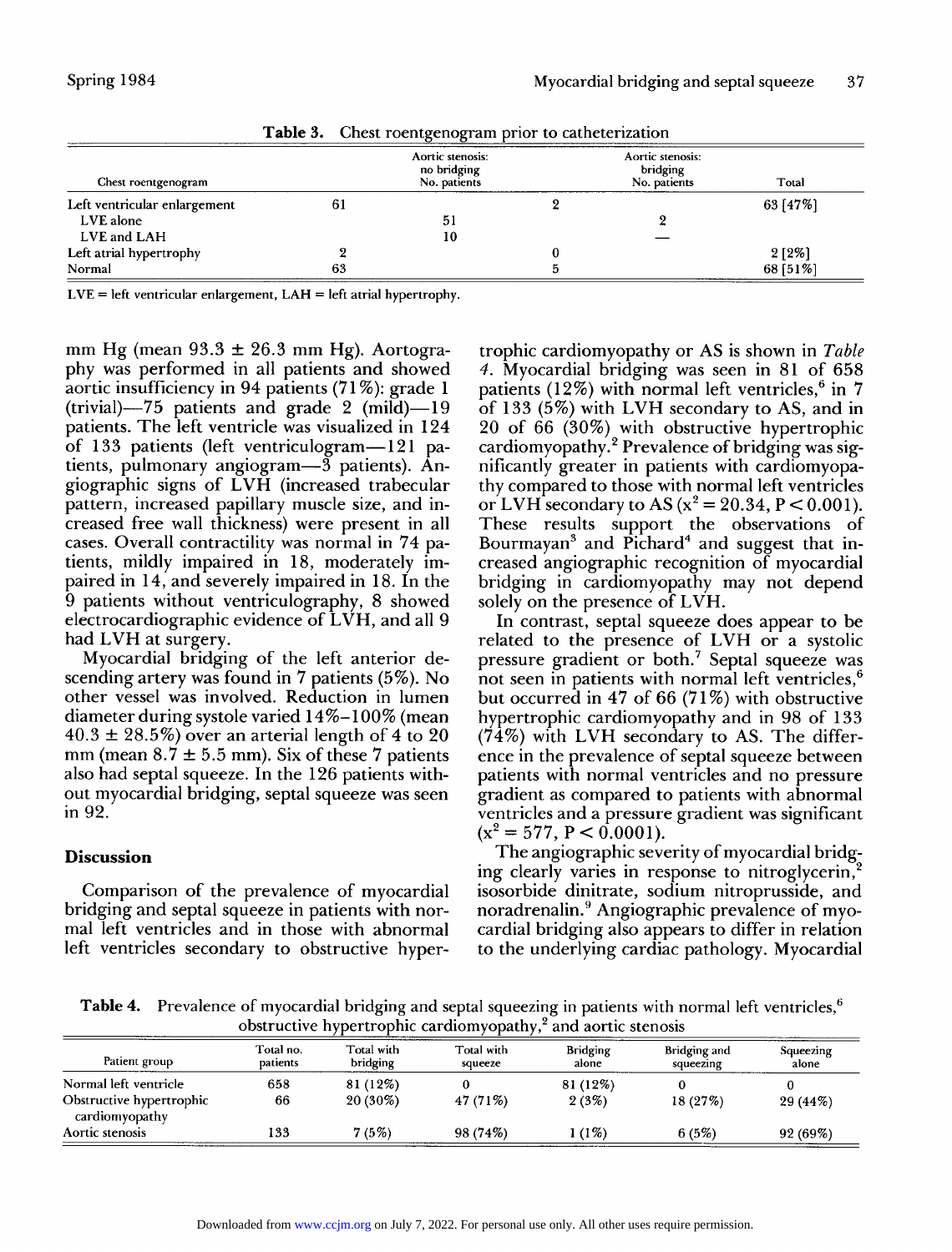**Table 3.** Chest roentgenogram prior to catheterization

| Chest roentgenogram | | Aortic stenosis: no bridging No. patients | | Aortic stenosis: bridging No. patients | Total |
|---|---|---|---|---|---|
| Left ventricular enlargement | 61 | | 2 | | 63 [47%] |
| LVE alone | | 51 | | 2 | |
| LVE and LAH | | 10 | | — | |
| Left atrial hypertrophy | 2 | | 0 | | 2 [2%] |
| Normal | 63 | | 5 | | 68 [51%] |

LVE = left ventricular enlargement, LAH = left atrial hypertrophy.

mm Hg (mean 93.3 ± 26.3 mm Hg). Aortography was performed in all patients and showed aortic insufficiency in 94 patients (71%): grade 1 (trivial)—75 patients and grade 2 (mild)—19 patients. The left ventricle was visualized in 124 of 133 patients (left ventriculogram—121 patients, pulmonary angiogram—3 patients). Angiographic signs of LVH (increased trabecular pattern, increased papillary muscle size, and increased free wall thickness) were present in all cases. Overall contractility was normal in 74 patients, mildly impaired in 18, moderately impaired in 14, and severely impaired in 18. In the 9 patients without ventriculography, 8 showed electrocardiographic evidence of LVH, and all 9 had LVH at surgery.

Myocardial bridging of the left anterior descending artery was found in 7 patients (5%). No other vessel was involved. Reduction in lumen diameter during systole varied 14%–100% (mean 40.3 ± 28.5%) over an arterial length of 4 to 20 mm (mean 8.7 ± 5.5 mm). Six of these 7 patients also had septal squeeze. In the 126 patients without myocardial bridging, septal squeeze was seen in 92.

## Discussion

Comparison of the prevalence of myocardial bridging and septal squeeze in patients with normal left ventricles and in those with abnormal left ventricles secondary to obstructive hypertrophic cardiomyopathy or AS is shown in *Table 4*. Myocardial bridging was seen in 81 of 658 patients (12%) with normal left ventricles,[6] in 7 of 133 (5%) with LVH secondary to AS, and in 20 of 66 (30%) with obstructive hypertrophic cardiomyopathy.[2] Prevalence of bridging was significantly greater in patients with cardiomyopathy compared to those with normal left ventricles or LVH secondary to AS ($x^2 = 20.34$, $P < 0.001$). These results support the observations of Bourmayan[3] and Pichard[4] and suggest that increased angiographic recognition of myocardial bridging in cardiomyopathy may not depend solely on the presence of LVH.

In contrast, septal squeeze does appear to be related to the presence of LVH or a systolic pressure gradient or both.[7] Septal squeeze was not seen in patients with normal left ventricles,[6] but occurred in 47 of 66 (71%) with obstructive hypertrophic cardiomyopathy and in 98 of 133 (74%) with LVH secondary to AS. The difference in the prevalence of septal squeeze between patients with normal ventricles and no pressure gradient as compared to patients with abnormal ventricles and a pressure gradient was significant ($x^2 = 577$, $P < 0.0001$).

The angiographic severity of myocardial bridging clearly varies in response to nitroglycerin,[2] isosorbide dinitrate, sodium nitroprusside, and noradrenalin.[9] Angiographic prevalence of myocardial bridging also appears to differ in relation to the underlying cardiac pathology. Myocardial

**Table 4.** Prevalence of myocardial bridging and septal squeezing in patients with normal left ventricles,[6] obstructive hypertrophic cardiomyopathy,[2] and aortic stenosis

| Patient group | Total no. patients | Total with bridging | Total with squeeze | Bridging alone | Bridging and squeezing | Squeezing alone |
|---|---|---|---|---|---|---|
| Normal left ventricle | 658 | 81 (12%) | 0 | 81 (12%) | 0 | 0 |
| Obstructive hypertrophic cardiomyopathy | 66 | 20 (30%) | 47 (71%) | 2 (3%) | 18 (27%) | 29 (44%) |
| Aortic stenosis | 133 | 7 (5%) | 98 (74%) | 1 (1%) | 6 (5%) | 92 (69%) |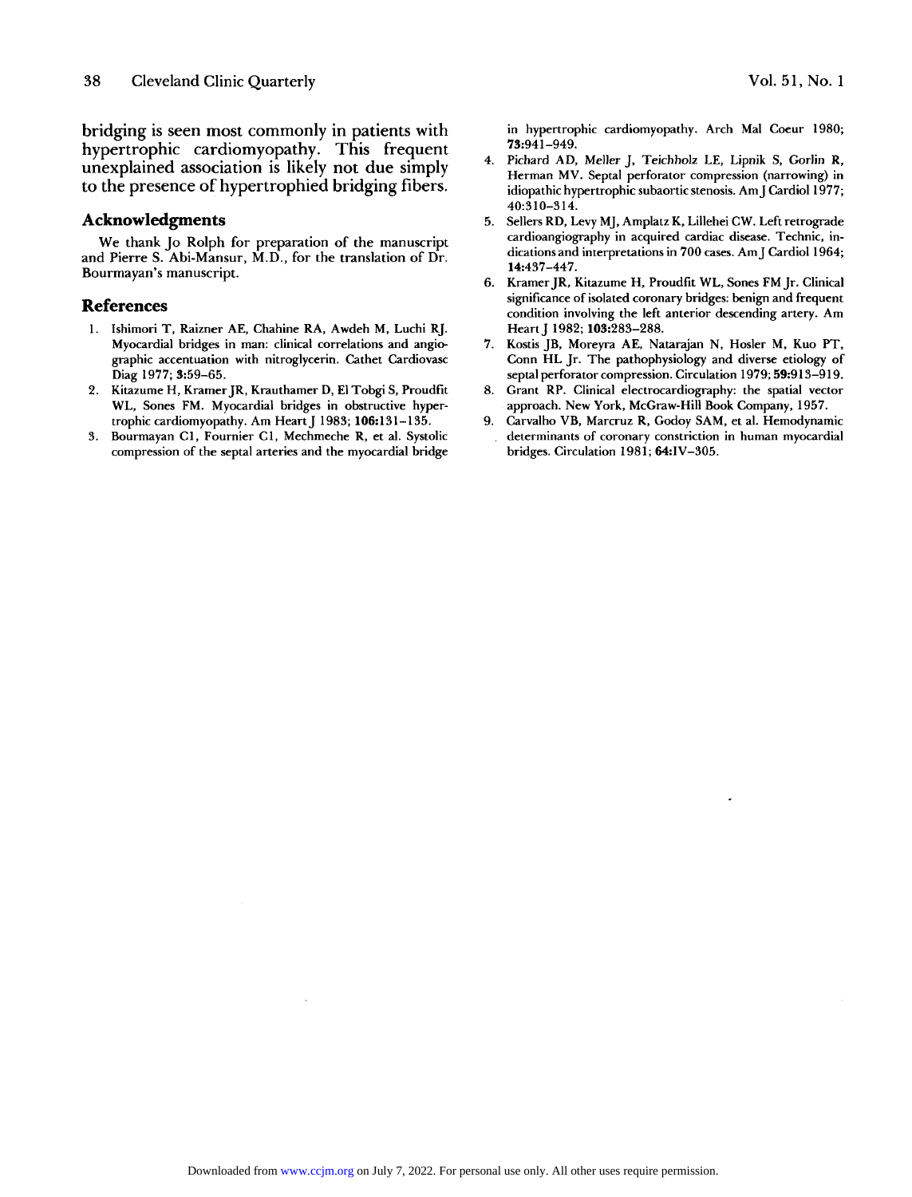bridging is seen most commonly in patients with hypertrophic cardiomyopathy. This frequent unexplained association is likely not due simply to the presence of hypertrophied bridging fibers.

## Acknowledgments

We thank Jo Rolph for preparation of the manuscript and Pierre S. Abi-Mansur, M.D., for the translation of Dr. Bourmayan's manuscript.

## References

1. Ishimori T, Raizner AE, Chahine RA, Awdeh M, Luchi RJ. Myocardial bridges in man: clinical correlations and angiographic accentuation with nitroglycerin. Cathet Cardiovasc Diag 1977; **3**:59–65.
2. Kitazume H, Kramer JR, Krauthamer D, El Tobgi S, Proudfit WL, Sones FM. Myocardial bridges in obstructive hypertrophic cardiomyopathy. Am Heart J 1983; **106**:131–135.
3. Bourmayan Cl, Fournier Cl, Mechmeche R, et al. Systolic compression of the septal arteries and the myocardial bridge in hypertrophic cardiomyopathy. Arch Mal Coeur 1980; **73**:941–949.
4. Pichard AD, Meller J, Teichholz LE, Lipnik S, Gorlin R, Herman MV. Septal perforator compression (narrowing) in idiopathic hypertrophic subaortic stenosis. Am J Cardiol 1977; 40:310–314.
5. Sellers RD, Levy MJ, Amplatz K, Lillehei CW. Left retrograde cardioangiography in acquired cardiac disease. Technic, indications and interpretations in 700 cases. Am J Cardiol 1964; **14**:437–447.
6. Kramer JR, Kitazume H, Proudfit WL, Sones FM Jr. Clinical significance of isolated coronary bridges: benign and frequent condition involving the left anterior descending artery. Am Heart J 1982; **103**:283–288.
7. Kostis JB, Moreyra AE, Natarajan N, Hosler M, Kuo PT, Conn HL Jr. The pathophysiology and diverse etiology of septal perforator compression. Circulation 1979; **59**:913–919.
8. Grant RP. Clinical electrocardiography: the spatial vector approach. New York, McGraw-Hill Book Company, 1957.
9. Carvalho VB, Marcruz R, Godoy SAM, et al. Hemodynamic determinants of coronary constriction in human myocardial bridges. Circulation 1981; **64**:IV–305.